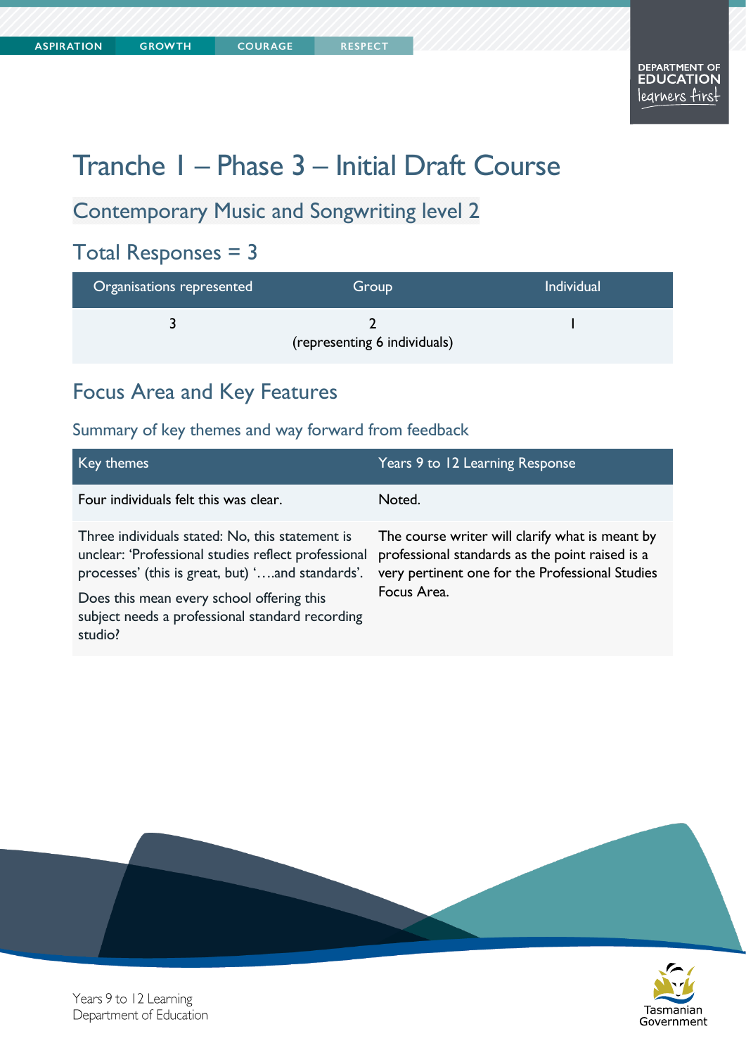# Tranche 1 – Phase 3 – Initial Draft Course

## Contemporary Music and Songwriting level 2

## Total Responses = 3

| Organisations represented | Group | Individual |
|---|---|---|
| 3 | 2 (representing 6 individuals) | 1 |

## Focus Area and Key Features

### Summary of key themes and way forward from feedback

| Key themes | Years 9 to 12 Learning Response |
|---|---|
| Four individuals felt this was clear. | Noted. |
| Three individuals stated: No, this statement is unclear: 'Professional studies reflect professional processes' (this is great, but) '….and standards'. Does this mean every school offering this subject needs a professional standard recording studio? | The course writer will clarify what is meant by professional standards as the point raised is a very pertinent one for the Professional Studies Focus Area. |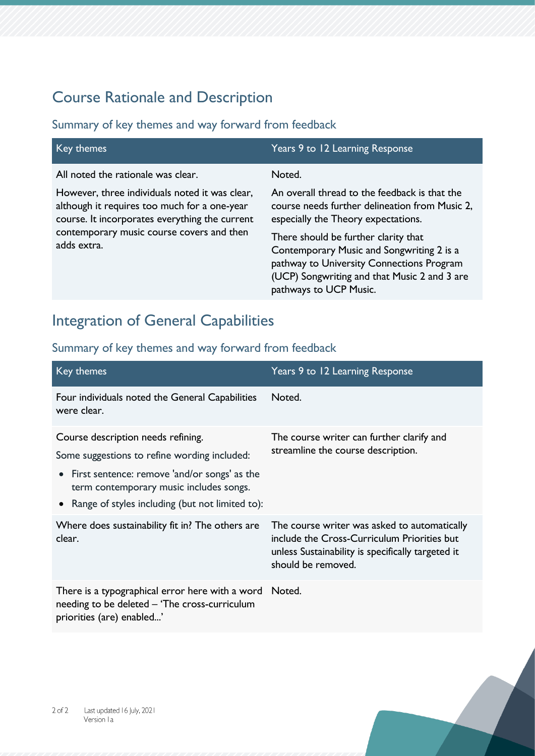## Course Rationale and Description

### Summary of key themes and way forward from feedback

| Key themes | Years 9 to 12 Learning Response |
| --- | --- |
| All noted the rationale was clear.<br><br>However, three individuals noted it was clear, although it requires too much for a one-year course. It incorporates everything the current contemporary music course covers and then adds extra. | Noted.<br><br>An overall thread to the feedback is that the course needs further delineation from Music 2, especially the Theory expectations.<br><br>There should be further clarity that Contemporary Music and Songwriting 2 is a pathway to University Connections Program (UCP) Songwriting and that Music 2 and 3 are pathways to UCP Music. |

## Integration of General Capabilities

### Summary of key themes and way forward from feedback

| Key themes | Years 9 to 12 Learning Response |
| --- | --- |
| Four individuals noted the General Capabilities were clear. | Noted. |
| Course description needs refining.<br><br>Some suggestions to refine wording included:<br><br>• First sentence: remove 'and/or songs' as the term contemporary music includes songs.<br>• Range of styles including (but not limited to): | The course writer can further clarify and streamline the course description. |
| Where does sustainability fit in? The others are clear. | The course writer was asked to automatically include the Cross-Curriculum Priorities but unless Sustainability is specifically targeted it should be removed. |
| There is a typographical error here with a word needing to be deleted – 'The cross-curriculum priorities (are) enabled...' | Noted. |

Last updated 16 July, 2021
Version 1a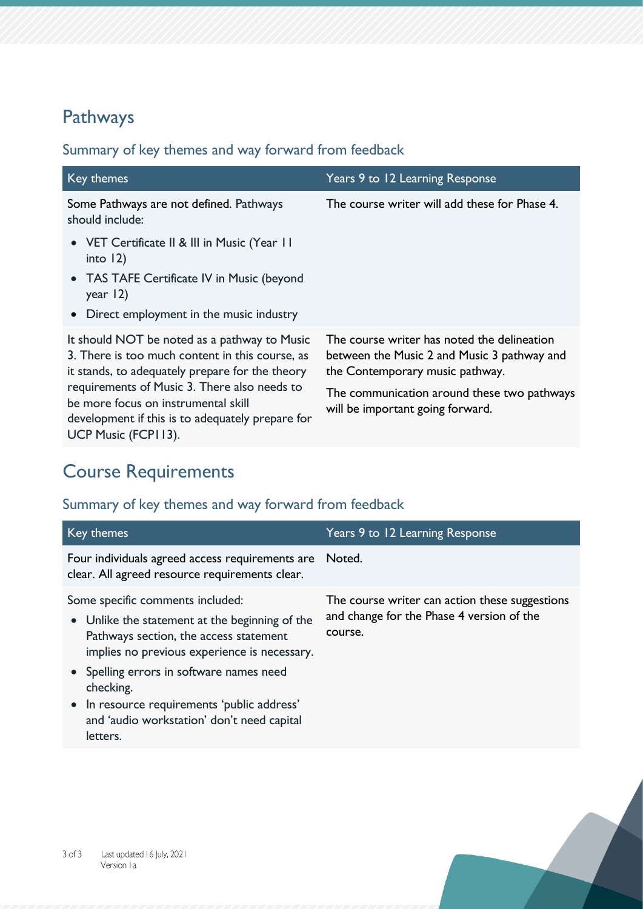## Pathways

### Summary of key themes and way forward from feedback

| Key themes | Years 9 to 12 Learning Response |
| --- | --- |
| Some Pathways are not defined. Pathways should include:<br>• VET Certificate II & III in Music (Year 11 into 12)<br>• TAS TAFE Certificate IV in Music (beyond year 12)<br>• Direct employment in the music industry | The course writer will add these for Phase 4. |
| It should NOT be noted as a pathway to Music 3. There is too much content in this course, as it stands, to adequately prepare for the theory requirements of Music 3. There also needs to be more focus on instrumental skill development if this is to adequately prepare for UCP Music (FCP113). | The course writer has noted the delineation between the Music 2 and Music 3 pathway and the Contemporary music pathway.<br><br>The communication around these two pathways will be important going forward. |

## Course Requirements

### Summary of key themes and way forward from feedback

| Key themes | Years 9 to 12 Learning Response |
| --- | --- |
| Four individuals agreed access requirements are clear. All agreed resource requirements clear. | Noted. |
| Some specific comments included:<br>• Unlike the statement at the beginning of the Pathways section, the access statement implies no previous experience is necessary.<br>• Spelling errors in software names need checking.<br>• In resource requirements 'public address' and 'audio workstation' don't need capital letters. | The course writer can action these suggestions and change for the Phase 4 version of the course. |

Last updated 16 July, 2021
Version 1a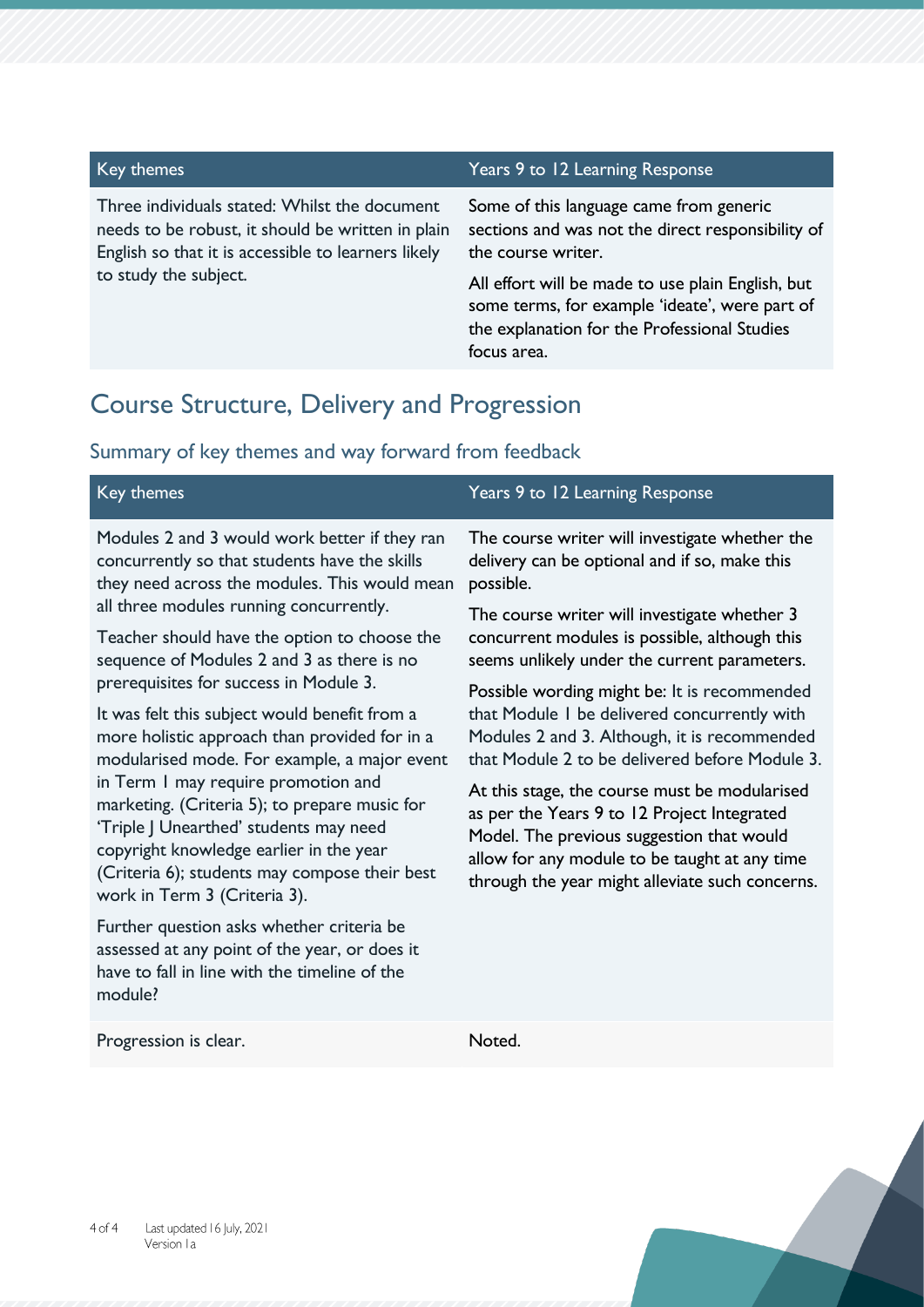| Key themes | Years 9 to 12 Learning Response |
| --- | --- |
| Three individuals stated: Whilst the document needs to be robust, it should be written in plain English so that it is accessible to learners likely to study the subject. | Some of this language came from generic sections and was not the direct responsibility of the course writer.<br><br>All effort will be made to use plain English, but some terms, for example 'ideate', were part of the explanation for the Professional Studies focus area. |

## Course Structure, Delivery and Progression

### Summary of key themes and way forward from feedback

| Key themes | Years 9 to 12 Learning Response |
| --- | --- |
| Modules 2 and 3 would work better if they ran concurrently so that students have the skills they need across the modules. This would mean all three modules running concurrently.<br><br>Teacher should have the option to choose the sequence of Modules 2 and 3 as there is no prerequisites for success in Module 3.<br><br>It was felt this subject would benefit from a more holistic approach than provided for in a modularised mode. For example, a major event in Term 1 may require promotion and marketing. (Criteria 5); to prepare music for 'Triple J Unearthed' students may need copyright knowledge earlier in the year (Criteria 6); students may compose their best work in Term 3 (Criteria 3).<br><br>Further question asks whether criteria be assessed at any point of the year, or does it have to fall in line with the timeline of the module? | The course writer will investigate whether the delivery can be optional and if so, make this possible.<br><br>The course writer will investigate whether 3 concurrent modules is possible, although this seems unlikely under the current parameters.<br><br>Possible wording might be: It is recommended that Module 1 be delivered concurrently with Modules 2 and 3. Although, it is recommended that Module 2 to be delivered before Module 3.<br><br>At this stage, the course must be modularised as per the Years 9 to 12 Project Integrated Model. The previous suggestion that would allow for any module to be taught at any time through the year might alleviate such concerns. |
| Progression is clear. | Noted. |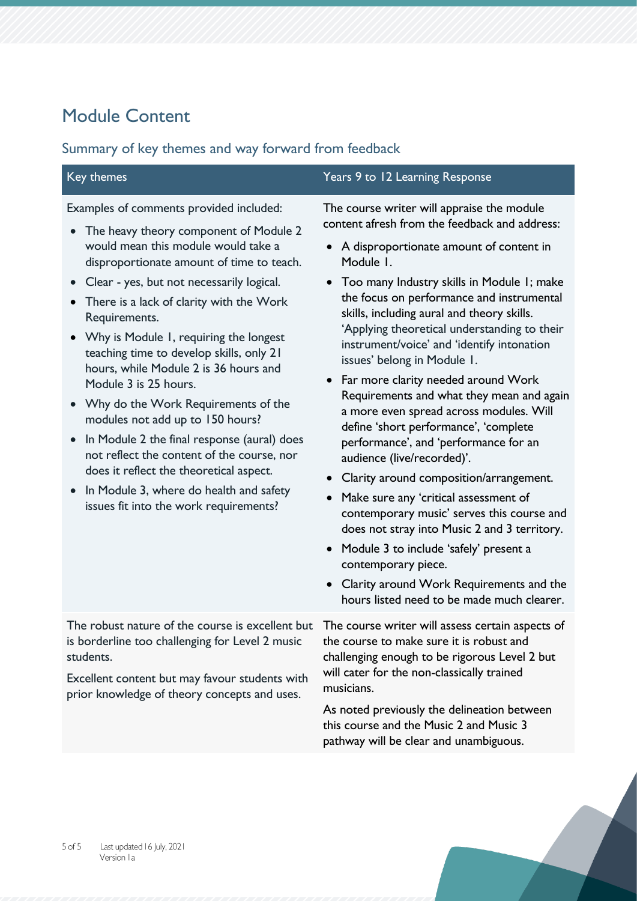## Module Content

### Summary of key themes and way forward from feedback

| Key themes | Years 9 to 12 Learning Response |
|---|---|
| Examples of comments provided included:<br>• The heavy theory component of Module 2 would mean this module would take a disproportionate amount of time to teach.<br>• Clear - yes, but not necessarily logical.<br>• There is a lack of clarity with the Work Requirements.<br>• Why is Module 1, requiring the longest teaching time to develop skills, only 21 hours, while Module 2 is 36 hours and Module 3 is 25 hours.<br>• Why do the Work Requirements of the modules not add up to 150 hours?<br>• In Module 2 the final response (aural) does not reflect the content of the course, nor does it reflect the theoretical aspect.<br>• In Module 3, where do health and safety issues fit into the work requirements? | The course writer will appraise the module content afresh from the feedback and address:<br>• A disproportionate amount of content in Module 1.<br>• Too many Industry skills in Module 1; make the focus on performance and instrumental skills, including aural and theory skills. 'Applying theoretical understanding to their instrument/voice' and 'identify intonation issues' belong in Module 1.<br>• Far more clarity needed around Work Requirements and what they mean and again a more even spread across modules. Will define 'short performance', 'complete performance', and 'performance for an audience (live/recorded)'.<br>• Clarity around composition/arrangement.<br>• Make sure any 'critical assessment of contemporary music' serves this course and does not stray into Music 2 and 3 territory.<br>• Module 3 to include 'safely' present a contemporary piece.<br>• Clarity around Work Requirements and the hours listed need to be made much clearer. |
| The robust nature of the course is excellent but is borderline too challenging for Level 2 music students.<br><br>Excellent content but may favour students with prior knowledge of theory concepts and uses. | The course writer will assess certain aspects of the course to make sure it is robust and challenging enough to be rigorous Level 2 but will cater for the non-classically trained musicians.<br><br>As noted previously the delineation between this course and the Music 2 and Music 3 pathway will be clear and unambiguous. |

Last updated 16 July, 2021
Version 1a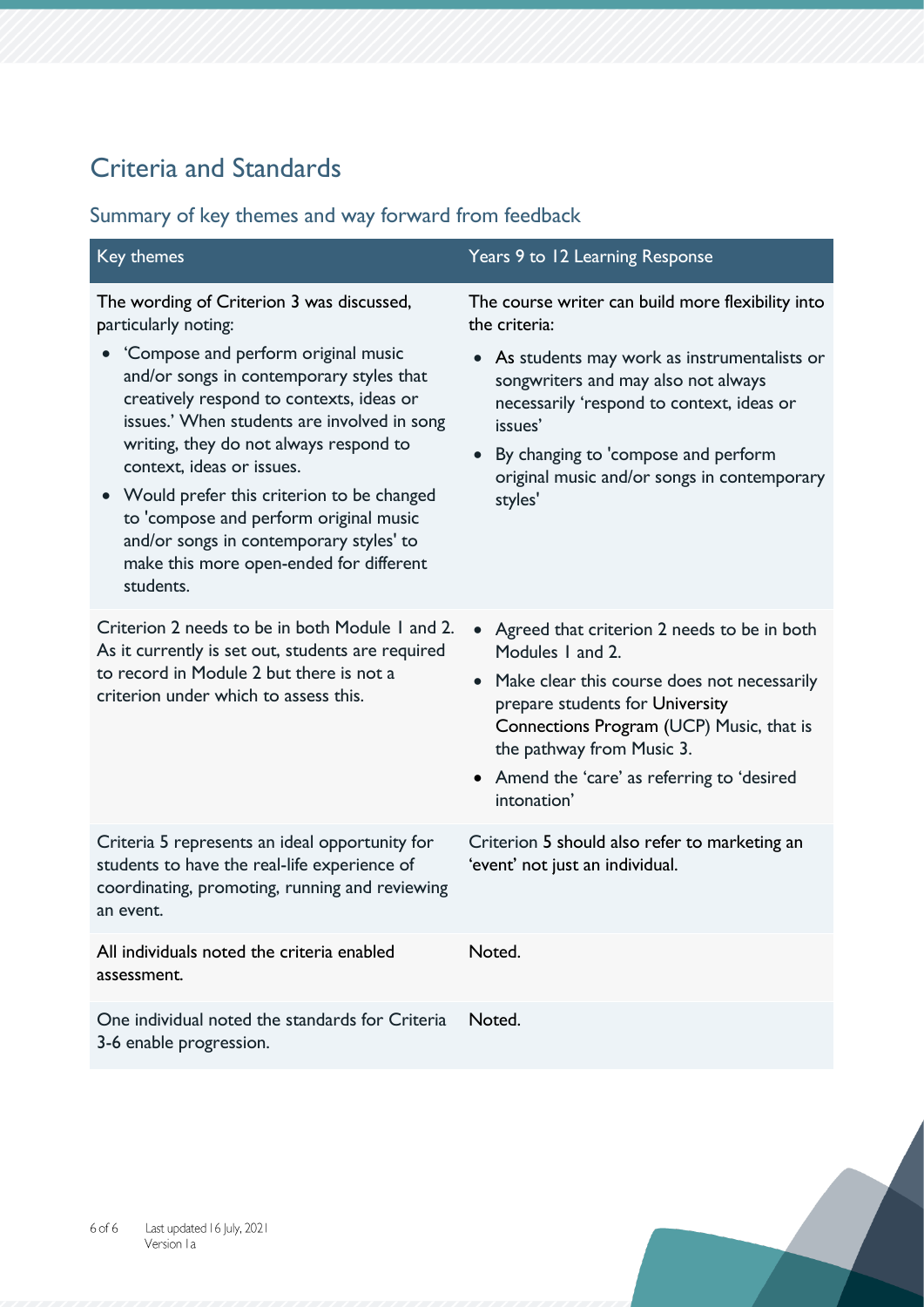## Criteria and Standards

### Summary of key themes and way forward from feedback

| Key themes | Years 9 to 12 Learning Response |
|---|---|
| The wording of Criterion 3 was discussed, particularly noting:<br>• 'Compose and perform original music and/or songs in contemporary styles that creatively respond to contexts, ideas or issues.' When students are involved in song writing, they do not always respond to context, ideas or issues.<br>• Would prefer this criterion to be changed to 'compose and perform original music and/or songs in contemporary styles' to make this more open-ended for different students. | The course writer can build more flexibility into the criteria:<br>• As students may work as instrumentalists or songwriters and may also not always necessarily 'respond to context, ideas or issues'<br>• By changing to 'compose and perform original music and/or songs in contemporary styles' |
| Criterion 2 needs to be in both Module 1 and 2. As it currently is set out, students are required to record in Module 2 but there is not a criterion under which to assess this. | • Agreed that criterion 2 needs to be in both Modules 1 and 2.<br>• Make clear this course does not necessarily prepare students for University Connections Program (UCP) Music, that is the pathway from Music 3.<br>• Amend the 'care' as referring to 'desired intonation' |
| Criteria 5 represents an ideal opportunity for students to have the real-life experience of coordinating, promoting, running and reviewing an event. | Criterion 5 should also refer to marketing an 'event' not just an individual. |
| All individuals noted the criteria enabled assessment. | Noted. |
| One individual noted the standards for Criteria 3-6 enable progression. | Noted. |

Last updated 16 July, 2021
Version 1a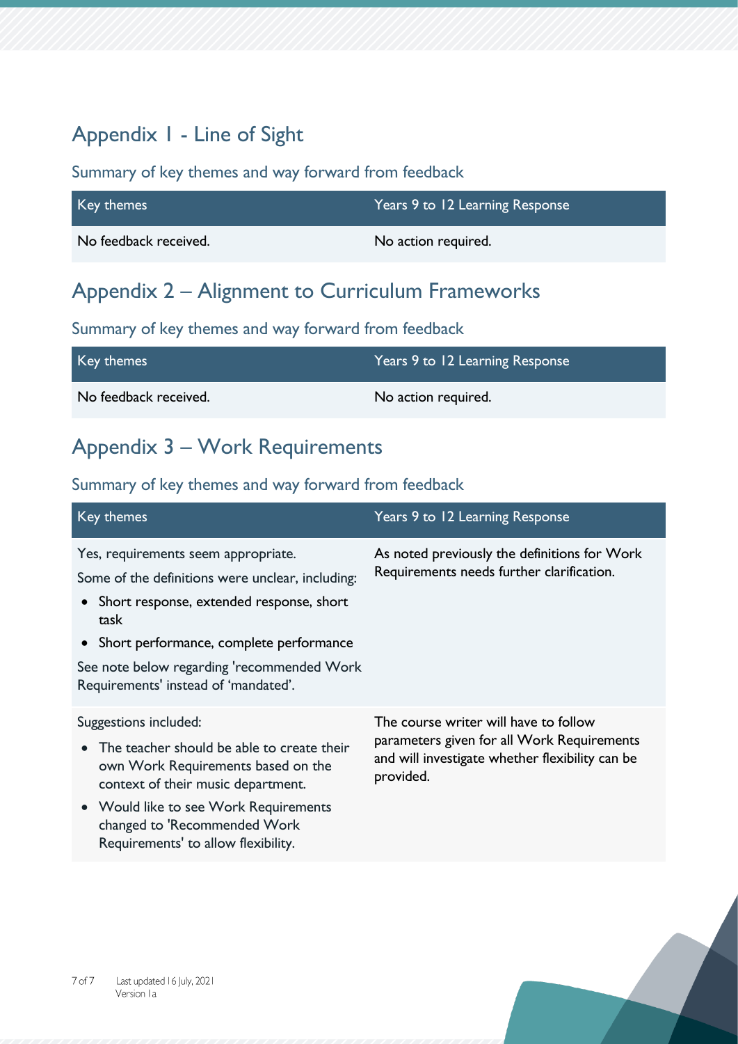## Appendix 1 - Line of Sight

### Summary of key themes and way forward from feedback

| Key themes | Years 9 to 12 Learning Response |
| --- | --- |
| No feedback received. | No action required. |

## Appendix 2 – Alignment to Curriculum Frameworks

### Summary of key themes and way forward from feedback

| Key themes | Years 9 to 12 Learning Response |
| --- | --- |
| No feedback received. | No action required. |

## Appendix 3 – Work Requirements

### Summary of key themes and way forward from feedback

| Key themes | Years 9 to 12 Learning Response |
| --- | --- |
| Yes, requirements seem appropriate.<br>Some of the definitions were unclear, including:<br>• Short response, extended response, short task<br>• Short performance, complete performance<br>See note below regarding 'recommended Work Requirements' instead of 'mandated'. | As noted previously the definitions for Work Requirements needs further clarification. |
| Suggestions included:<br>• The teacher should be able to create their own Work Requirements based on the context of their music department.<br>• Would like to see Work Requirements changed to 'Recommended Work Requirements' to allow flexibility. | The course writer will have to follow parameters given for all Work Requirements and will investigate whether flexibility can be provided. |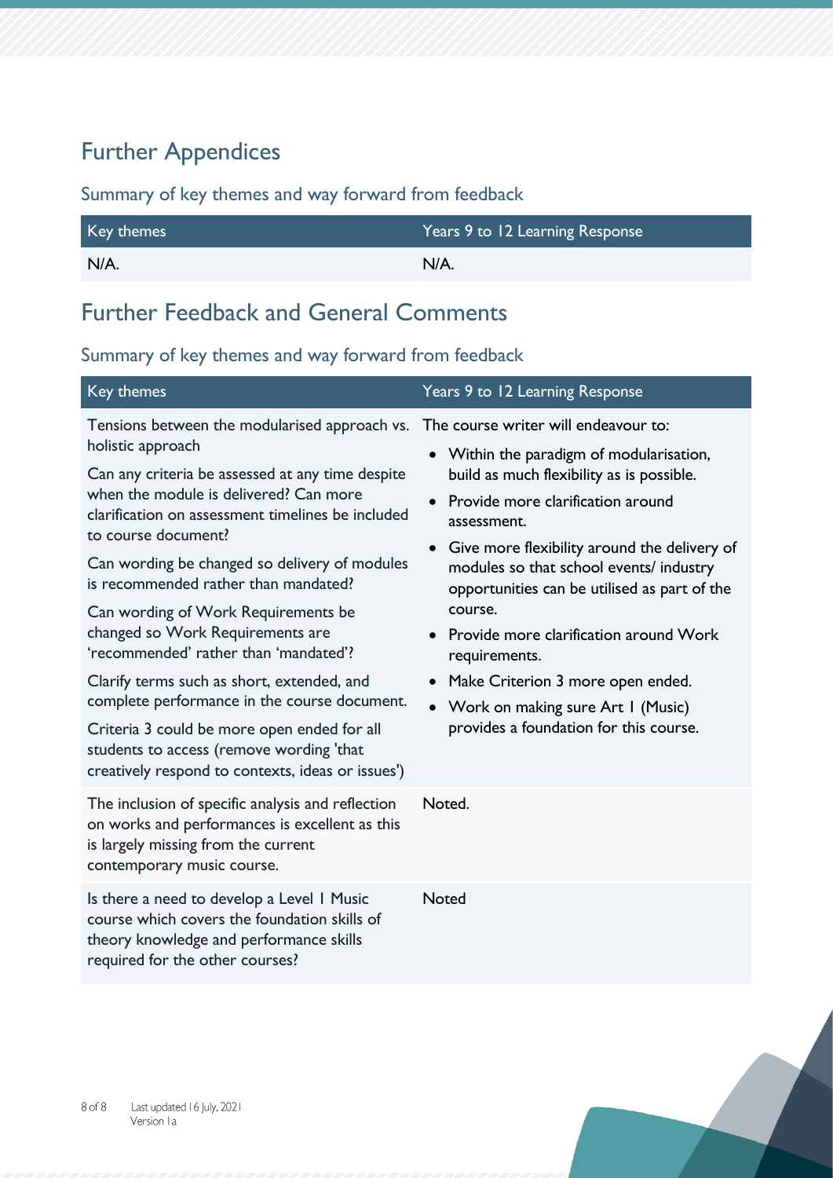# Further Appendices

## Summary of key themes and way forward from feedback

| Key themes | Years 9 to 12 Learning Response |
| --- | --- |
| N/A. | N/A. |

# Further Feedback and General Comments

## Summary of key themes and way forward from feedback

| Key themes | Years 9 to 12 Learning Response |
| --- | --- |
| Tensions between the modularised approach vs. holistic approach<br><br>Can any criteria be assessed at any time despite when the module is delivered? Can more clarification on assessment timelines be included to course document?<br><br>Can wording be changed so delivery of modules is recommended rather than mandated?<br><br>Can wording of Work Requirements be changed so Work Requirements are 'recommended' rather than 'mandated'?<br><br>Clarify terms such as short, extended, and complete performance in the course document.<br><br>Criteria 3 could be more open ended for all students to access (remove wording 'that creatively respond to contexts, ideas or issues') | The course writer will endeavour to:<br><br>• Within the paradigm of modularisation, build as much flexibility as is possible.<br>• Provide more clarification around assessment.<br>• Give more flexibility around the delivery of modules so that school events/ industry opportunities can be utilised as part of the course.<br>• Provide more clarification around Work requirements.<br>• Make Criterion 3 more open ended.<br>• Work on making sure Art 1 (Music) provides a foundation for this course. |
| The inclusion of specific analysis and reflection on works and performances is excellent as this is largely missing from the current contemporary music course. | Noted. |
| Is there a need to develop a Level 1 Music course which covers the foundation skills of theory knowledge and performance skills required for the other courses? | Noted |

Last updated 16 July, 2021
Version 1a